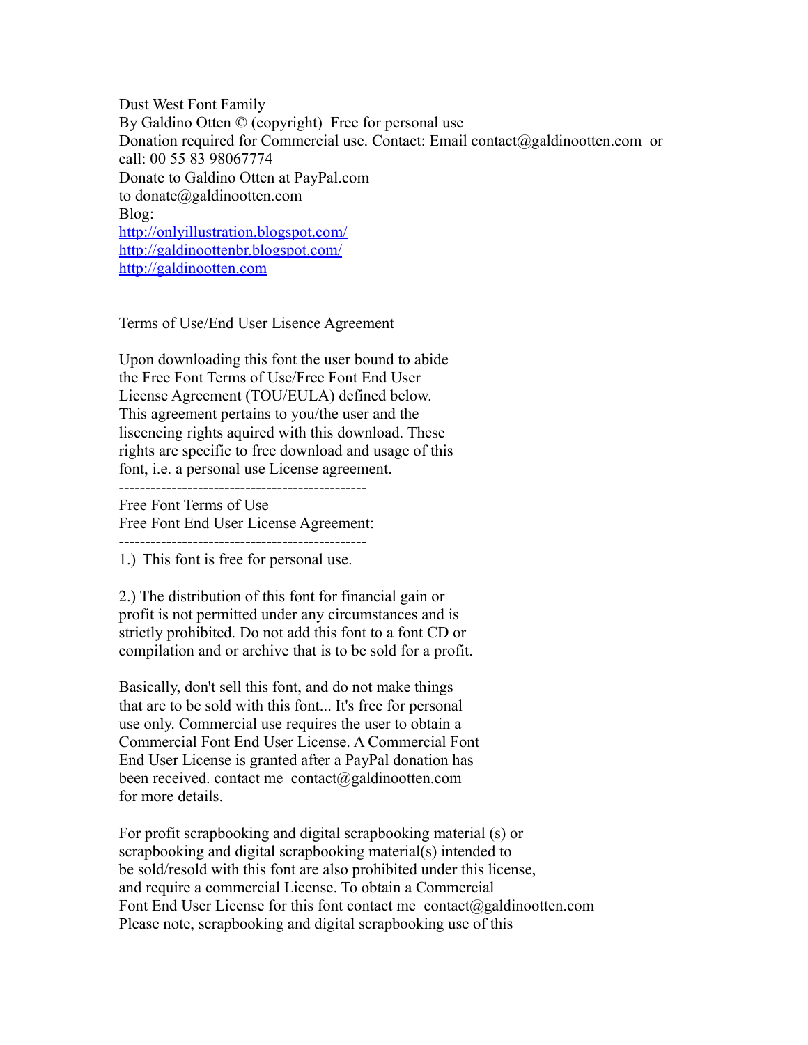Dust West Font Family
By Galdino Otten © (copyright)  Free for personal use
Donation required for Commercial use. Contact: Email contact@galdinootten.com  or call: 00 55 83 98067774
Donate to Galdino Otten at PayPal.com
to donate@galdinootten.com
Blog:
http://onlyillustration.blogspot.com/
http://galdinoottenbr.blogspot.com/
http://galdinootten.com

Terms of Use/End User Lisence Agreement

Upon downloading this font the user bound to abide the Free Font Terms of Use/Free Font End User License Agreement (TOU/EULA) defined below. This agreement pertains to you/the user and the liscencing rights aquired with this download. These rights are specific to free download and usage of this font, i.e. a personal use License agreement.

----------------------------------------------

Free Font Terms of Use
Free Font End User License Agreement:

----------------------------------------------

1.) This font is free for personal use.

2.) The distribution of this font for financial gain or profit is not permitted under any circumstances and is strictly prohibited. Do not add this font to a font CD or compilation and or archive that is to be sold for a profit.

Basically, don't sell this font, and do not make things that are to be sold with this font... It's free for personal use only. Commercial use requires the user to obtain a Commercial Font End User License. A Commercial Font End User License is granted after a PayPal donation has been received. contact me  contact@galdinootten.com for more details.

For profit scrapbooking and digital scrapbooking material (s) or scrapbooking and digital scrapbooking material(s) intended to be sold/resold with this font are also prohibited under this license, and require a commercial License. To obtain a Commercial Font End User License for this font contact me  contact@galdinootten.com
Please note, scrapbooking and digital scrapbooking use of this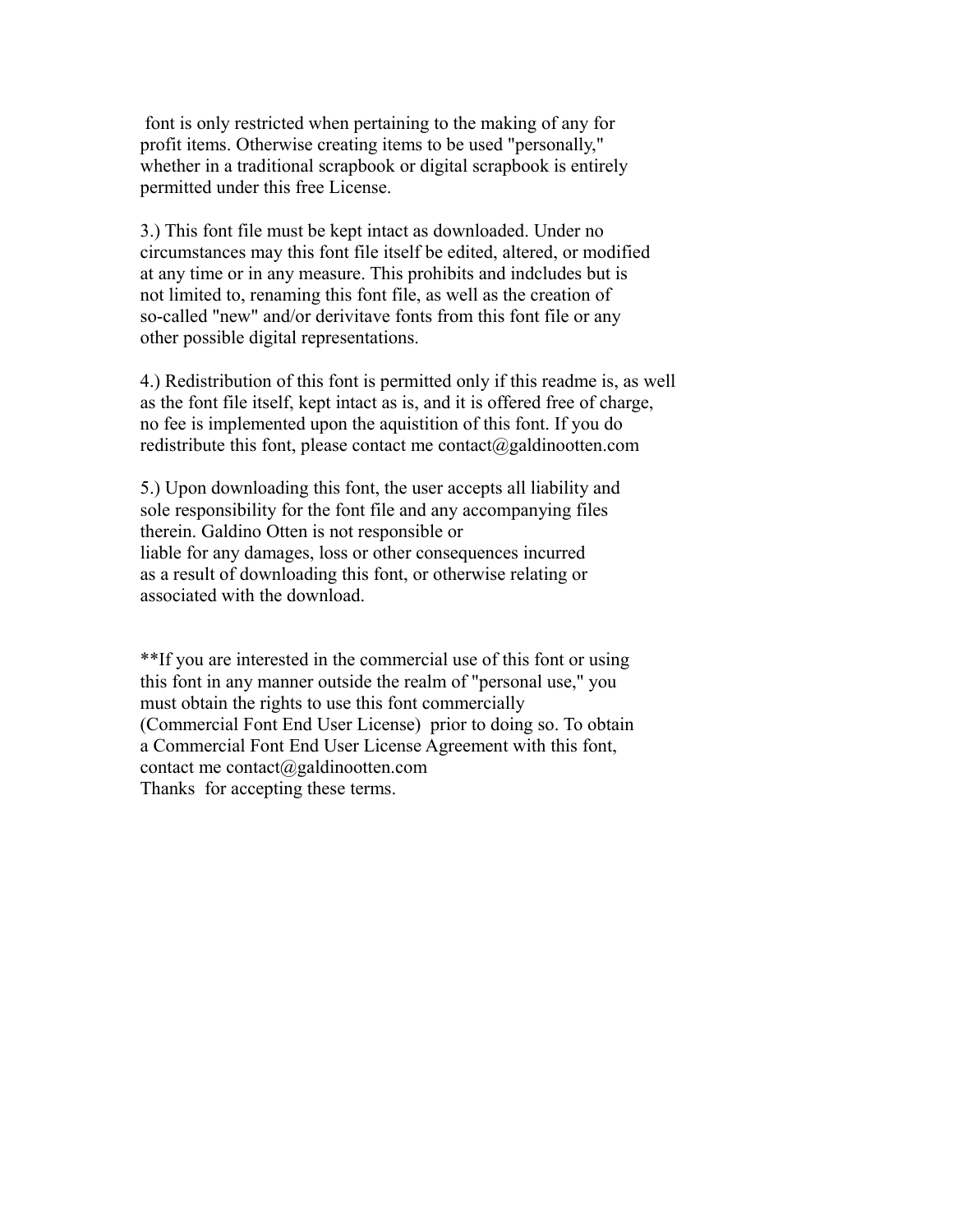font is only restricted when pertaining to the making of any for profit items. Otherwise creating items to be used "personally," whether in a traditional scrapbook or digital scrapbook is entirely permitted under this free License.

3.) This font file must be kept intact as downloaded. Under no circumstances may this font file itself be edited, altered, or modified at any time or in any measure. This prohibits and indcludes but is not limited to, renaming this font file, as well as the creation of so-called "new" and/or derivitave fonts from this font file or any other possible digital representations.

4.) Redistribution of this font is permitted only if this readme is, as well as the font file itself, kept intact as is, and it is offered free of charge, no fee is implemented upon the aquistition of this font. If you do redistribute this font, please contact me contact@galdinootten.com

5.) Upon downloading this font, the user accepts all liability and sole responsibility for the font file and any accompanying files therein. Galdino Otten is not responsible or liable for any damages, loss or other consequences incurred as a result of downloading this font, or otherwise relating or associated with the download.

**If you are interested in the commercial use of this font or using this font in any manner outside the realm of "personal use," you must obtain the rights to use this font commercially (Commercial Font End User License) prior to doing so. To obtain a Commercial Font End User License Agreement with this font, contact me contact@galdinootten.com
Thanks for accepting these terms.